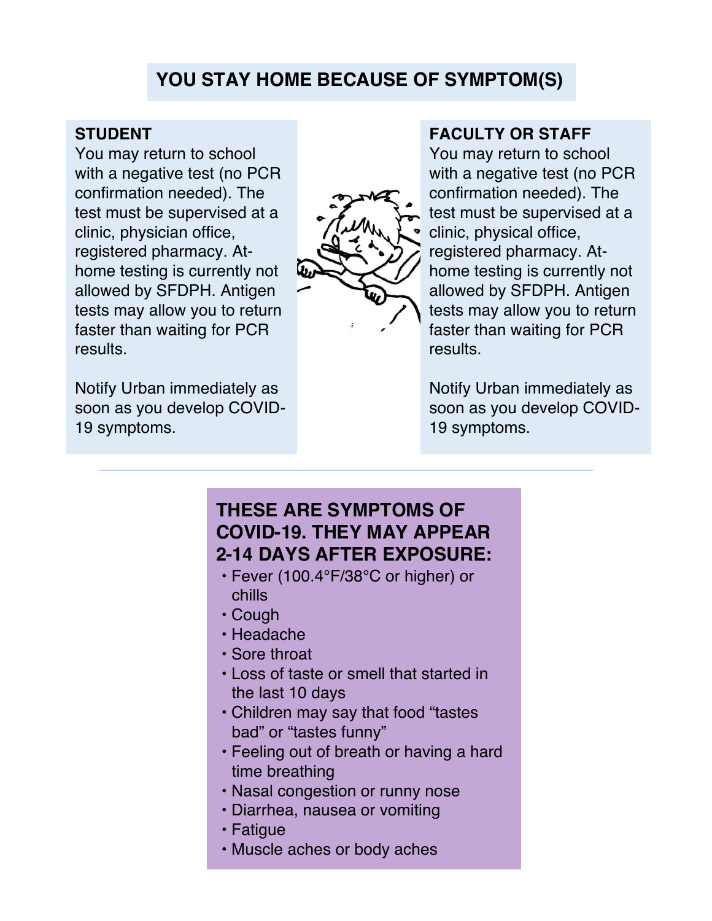# YOU STAY HOME BECAUSE OF SYMPTOM(S)

## STUDENT

You may return to school with a negative test (no PCR confirmation needed). The test must be supervised at a clinic, physician office, registered pharmacy. At-home testing is currently not allowed by SFDPH. Antigen tests may allow you to return faster than waiting for PCR results.

Notify Urban immediately as soon as you develop COVID-19 symptoms.

## FACULTY OR STAFF

You may return to school with a negative test (no PCR confirmation needed). The test must be supervised at a clinic, physical office, registered pharmacy. At-home testing is currently not allowed by SFDPH. Antigen tests may allow you to return faster than waiting for PCR results.

Notify Urban immediately as soon as you develop COVID-19 symptoms.

---

## THESE ARE SYMPTOMS OF COVID-19. THEY MAY APPEAR 2-14 DAYS AFTER EXPOSURE:

- Fever (100.4°F/38°C or higher) or chills
- Cough
- Headache
- Sore throat
- Loss of taste or smell that started in the last 10 days
- Children may say that food "tastes bad" or "tastes funny"
- Feeling out of breath or having a hard time breathing
- Nasal congestion or runny nose
- Diarrhea, nausea or vomiting
- Fatigue
- Muscle aches or body aches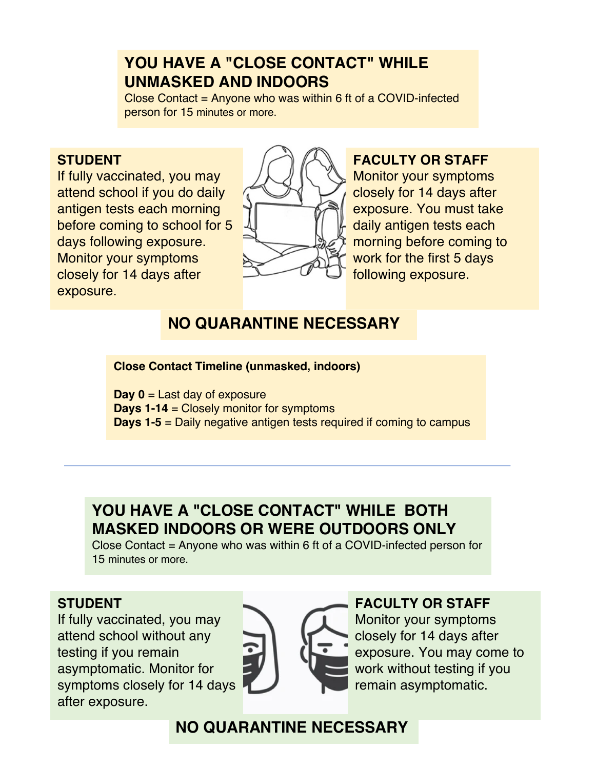## YOU HAVE A "CLOSE CONTACT" WHILE UNMASKED AND INDOORS

Close Contact = Anyone who was within 6 ft of a COVID-infected person for 15 minutes or more.

### STUDENT

If fully vaccinated, you may attend school if you do daily antigen tests each morning before coming to school for 5 days following exposure. Monitor your symptoms closely for 14 days after exposure.

### FACULTY OR STAFF

Monitor your symptoms closely for 14 days after exposure. You must take daily antigen tests each morning before coming to work for the first 5 days following exposure.

### NO QUARANTINE NECESSARY

**Close Contact Timeline (unmasked, indoors)**

**Day 0** = Last day of exposure
**Days 1-14** = Closely monitor for symptoms
**Days 1-5** = Daily negative antigen tests required if coming to campus

---

## YOU HAVE A "CLOSE CONTACT" WHILE BOTH MASKED INDOORS OR WERE OUTDOORS ONLY

Close Contact = Anyone who was within 6 ft of a COVID-infected person for 15 minutes or more.

### STUDENT

If fully vaccinated, you may attend school without any testing if you remain asymptomatic. Monitor for symptoms closely for 14 days after exposure.

### FACULTY OR STAFF

Monitor your symptoms closely for 14 days after exposure. You may come to work without testing if you remain asymptomatic.

### NO QUARANTINE NECESSARY